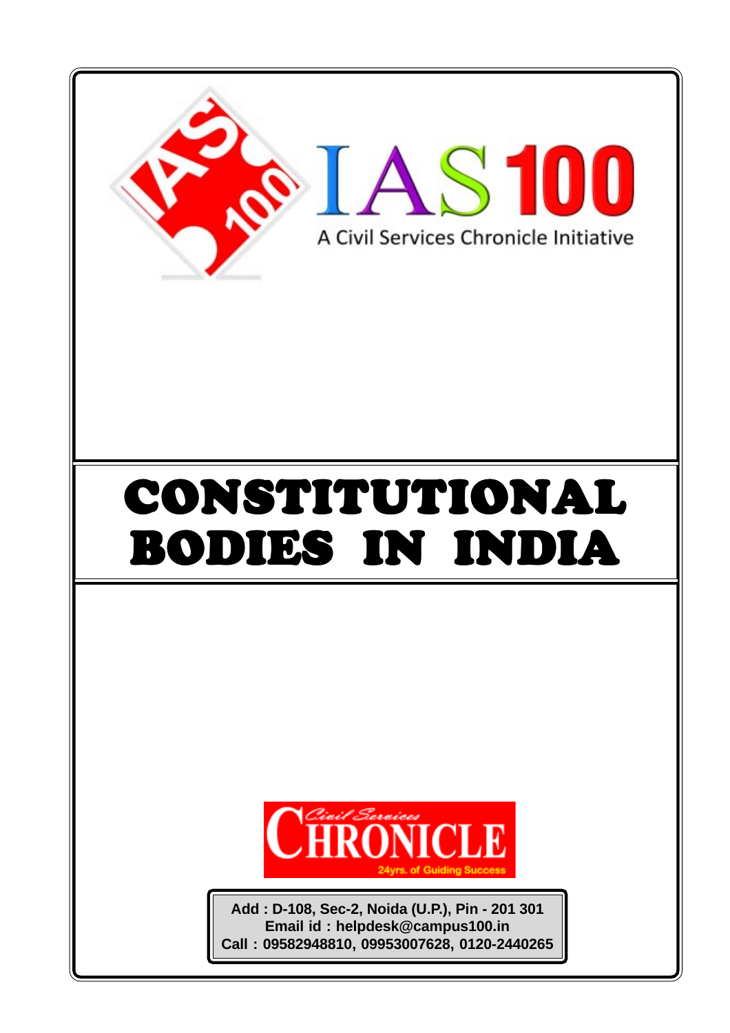IAS 100

A Civil Services Chronicle Initiative

# CONSTITUTIONAL BODIES IN INDIA

Civil Services CHRONICLE

24yrs. of Guiding Success

**Add : D-108, Sec-2, Noida (U.P.), Pin - 201 301**
**Email id : helpdesk@campus100.in**
**Call : 09582948810, 09953007628, 0120-2440265**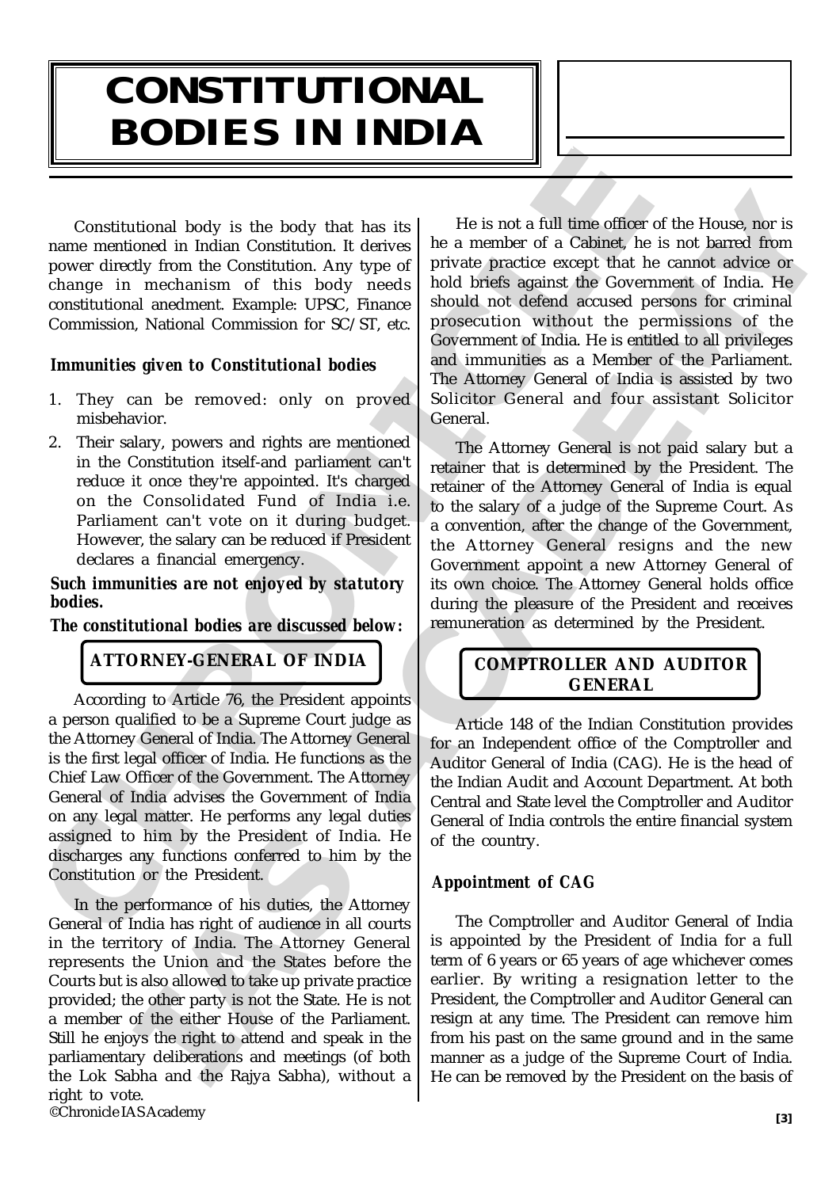# CONSTITUTIONAL BODIES IN INDIA

Constitutional body is the body that has its name mentioned in Indian Constitution. It derives power directly from the Constitution. Any type of change in mechanism of this body needs constitutional anedment. Example: UPSC, Finance Commission, National Commission for SC/ST, etc.

***Immunities given to Constitutional bodies***

1. They can be removed: only on proved misbehavior.
2. Their salary, powers and rights are mentioned in the Constitution itself-and parliament can't reduce it once they're appointed. It's charged on the Consolidated Fund of India i.e. Parliament can't vote on it during budget. However, the salary can be reduced if President declares a financial emergency.

***Such immunities are not enjoyed by statutory bodies.***

***The constitutional bodies are discussed below:***

## ATTORNEY-GENERAL OF INDIA

According to Article 76, the President appoints a person qualified to be a Supreme Court judge as the Attorney General of India. The Attorney General is the first legal officer of India. He functions as the Chief Law Officer of the Government. The Attorney General of India advises the Government of India on any legal matter. He performs any legal duties assigned to him by the President of India. He discharges any functions conferred to him by the Constitution or the President.

In the performance of his duties, the Attorney General of India has right of audience in all courts in the territory of India. The Attorney General represents the Union and the States before the Courts but is also allowed to take up private practice provided; the other party is not the State. He is not a member of the either House of the Parliament. Still he enjoys the right to attend and speak in the parliamentary deliberations and meetings (of both the Lok Sabha and the Rajya Sabha), without a right to vote.

He is not a full time officer of the House, nor is he a member of a Cabinet, he is not barred from private practice except that he cannot advice or hold briefs against the Government of India. He should not defend accused persons for criminal prosecution without the permissions of the Government of India. He is entitled to all privileges and immunities as a Member of the Parliament. The Attorney General of India is assisted by two Solicitor General and four assistant Solicitor General.

The Attorney General is not paid salary but a retainer that is determined by the President. The retainer of the Attorney General of India is equal to the salary of a judge of the Supreme Court. As a convention, after the change of the Government, the Attorney General resigns and the new Government appoint a new Attorney General of its own choice. The Attorney General holds office during the pleasure of the President and receives remuneration as determined by the President.

## COMPTROLLER AND AUDITOR GENERAL

Article 148 of the Indian Constitution provides for an Independent office of the Comptroller and Auditor General of India (CAG). He is the head of the Indian Audit and Account Department. At both Central and State level the Comptroller and Auditor General of India controls the entire financial system of the country.

***Appointment of CAG***

The Comptroller and Auditor General of India is appointed by the President of India for a full term of 6 years or 65 years of age whichever comes earlier. By writing a resignation letter to the President, the Comptroller and Auditor General can resign at any time. The President can remove him from his past on the same ground and in the same manner as a judge of the Supreme Court of India. He can be removed by the President on the basis of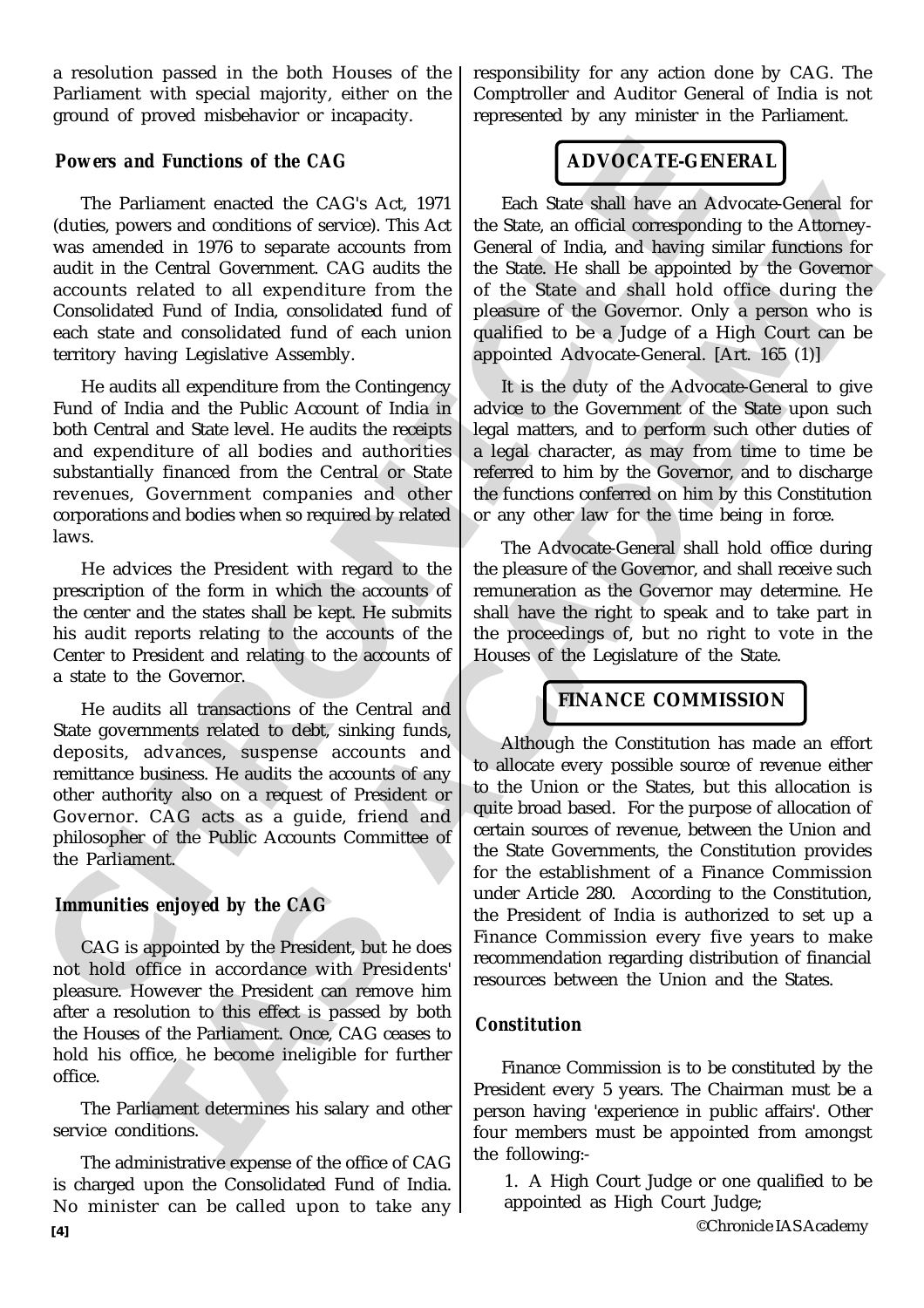a resolution passed in the both Houses of the Parliament with special majority, either on the ground of proved misbehavior or incapacity.

### Powers and Functions of the CAG

The Parliament enacted the CAG's Act, 1971 (duties, powers and conditions of service). This Act was amended in 1976 to separate accounts from audit in the Central Government. CAG audits the accounts related to all expenditure from the Consolidated Fund of India, consolidated fund of each state and consolidated fund of each union territory having Legislative Assembly.

He audits all expenditure from the Contingency Fund of India and the Public Account of India in both Central and State level. He audits the receipts and expenditure of all bodies and authorities substantially financed from the Central or State revenues, Government companies and other corporations and bodies when so required by related laws.

He advices the President with regard to the prescription of the form in which the accounts of the center and the states shall be kept. He submits his audit reports relating to the accounts of the Center to President and relating to the accounts of a state to the Governor.

He audits all transactions of the Central and State governments related to debt, sinking funds, deposits, advances, suspense accounts and remittance business. He audits the accounts of any other authority also on a request of President or Governor. CAG acts as a guide, friend and philosopher of the Public Accounts Committee of the Parliament.

### Immunities enjoyed by the CAG

CAG is appointed by the President, but he does not hold office in accordance with Presidents' pleasure. However the President can remove him after a resolution to this effect is passed by both the Houses of the Parliament. Once, CAG ceases to hold his office, he become ineligible for further office.

The Parliament determines his salary and other service conditions.

The administrative expense of the office of CAG is charged upon the Consolidated Fund of India. No minister can be called upon to take any responsibility for any action done by CAG. The Comptroller and Auditor General of India is not represented by any minister in the Parliament.

## ADVOCATE-GENERAL

Each State shall have an Advocate-General for the State, an official corresponding to the Attorney-General of India, and having similar functions for the State. He shall be appointed by the Governor of the State and shall hold office during the pleasure of the Governor. Only a person who is qualified to be a Judge of a High Court can be appointed Advocate-General. [Art. 165 (1)]

It is the duty of the Advocate-General to give advice to the Government of the State upon such legal matters, and to perform such other duties of a legal character, as may from time to time be referred to him by the Governor, and to discharge the functions conferred on him by this Constitution or any other law for the time being in force.

The Advocate-General shall hold office during the pleasure of the Governor, and shall receive such remuneration as the Governor may determine. He shall have the right to speak and to take part in the proceedings of, but no right to vote in the Houses of the Legislature of the State.

## FINANCE COMMISSION

Although the Constitution has made an effort to allocate every possible source of revenue either to the Union or the States, but this allocation is quite broad based. For the purpose of allocation of certain sources of revenue, between the Union and the State Governments, the Constitution provides for the establishment of a Finance Commission under Article 280. According to the Constitution, the President of India is authorized to set up a Finance Commission every five years to make recommendation regarding distribution of financial resources between the Union and the States.

### Constitution

Finance Commission is to be constituted by the President every 5 years. The Chairman must be a person having 'experience in public affairs'. Other four members must be appointed from amongst the following:-

1. A High Court Judge or one qualified to be appointed as High Court Judge;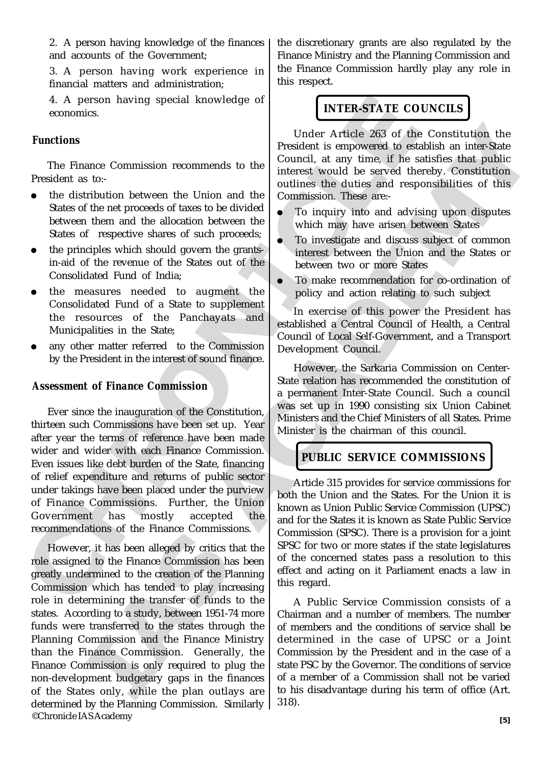2. A person having knowledge of the finances and accounts of the Government;

3. A person having work experience in financial matters and administration;

4. A person having special knowledge of economics.

### Functions

The Finance Commission recommends to the President as to:-

- the distribution between the Union and the States of the net proceeds of taxes to be divided between them and the allocation between the States of respective shares of such proceeds;
- the principles which should govern the grants-in-aid of the revenue of the States out of the Consolidated Fund of India;
- the measures needed to augment the Consolidated Fund of a State to supplement the resources of the Panchayats and Municipalities in the State;
- any other matter referred to the Commission by the President in the interest of sound finance.

### *Assessment of Finance Commission*

Ever since the inauguration of the Constitution, thirteen such Commissions have been set up. Year after year the terms of reference have been made wider and wider with each Finance Commission. Even issues like debt burden of the State, financing of relief expenditure and returns of public sector under takings have been placed under the purview of Finance Commissions. Further, the Union Government has mostly accepted the recommendations of the Finance Commissions.

However, it has been alleged by critics that the role assigned to the Finance Commission has been greatly undermined to the creation of the Planning Commission which has tended to play increasing role in determining the transfer of funds to the states. According to a study, between 1951-74 more funds were transferred to the states through the Planning Commission and the Finance Ministry than the Finance Commission. Generally, the Finance Commission is only required to plug the non-development budgetary gaps in the finances of the States only, while the plan outlays are determined by the Planning Commission. Similarly the discretionary grants are also regulated by the Finance Ministry and the Planning Commission and the Finance Commission hardly play any role in this respect.

## INTER-STATE COUNCILS

Under Article 263 of the Constitution the President is empowered to establish an inter-State Council, at any time, if he satisfies that public interest would be served thereby. Constitution outlines the duties and responsibilities of this Commission. These are:-

- To inquiry into and advising upon disputes which may have arisen between States
- To investigate and discuss subject of common interest between the Union and the States or between two or more States
- To make recommendation for co-ordination of policy and action relating to such subject

In exercise of this power the President has established a Central Council of Health, a Central Council of Local Self-Government, and a Transport Development Council.

However, the Sarkaria Commission on Center-State relation has recommended the constitution of a permanent Inter-State Council. Such a council was set up in 1990 consisting six Union Cabinet Ministers and the Chief Ministers of all States. Prime Minister is the chairman of this council.

## PUBLIC SERVICE COMMISSIONS

Article 315 provides for service commissions for both the Union and the States. For the Union it is known as Union Public Service Commission (UPSC) and for the States it is known as State Public Service Commission (SPSC). There is a provision for a joint SPSC for two or more states if the state legislatures of the concerned states pass a resolution to this effect and acting on it Parliament enacts a law in this regard.

A Public Service Commission consists of a Chairman and a number of members. The number of members and the conditions of service shall be determined in the case of UPSC or a Joint Commission by the President and in the case of a state PSC by the Governor. The conditions of service of a member of a Commission shall not be varied to his disadvantage during his term of office (Art. 318).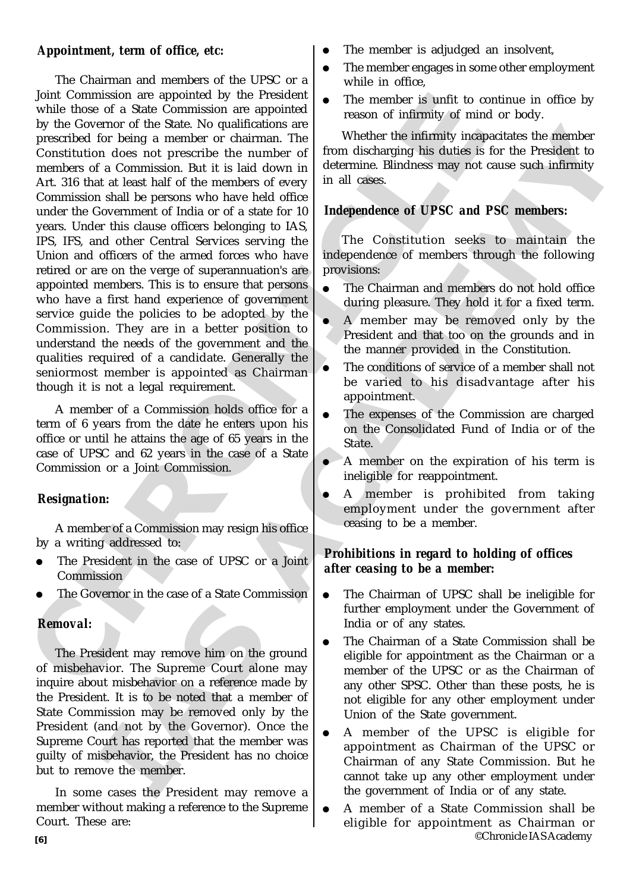### *Appointment, term of office, etc:*

The Chairman and members of the UPSC or a Joint Commission are appointed by the President while those of a State Commission are appointed by the Governor of the State. No qualifications are prescribed for being a member or chairman. The Constitution does not prescribe the number of members of a Commission. But it is laid down in Art. 316 that at least half of the members of every Commission shall be persons who have held office under the Government of India or of a state for 10 years. Under this clause officers belonging to IAS, IPS, IFS, and other Central Services serving the Union and officers of the armed forces who have retired or are on the verge of superannuation's are appointed members. This is to ensure that persons who have a first hand experience of government service guide the policies to be adopted by the Commission. They are in a better position to understand the needs of the government and the qualities required of a candidate. Generally the seniormost member is appointed as Chairman though it is not a legal requirement.

A member of a Commission holds office for a term of 6 years from the date he enters upon his office or until he attains the age of 65 years in the case of UPSC and 62 years in the case of a State Commission or a Joint Commission.

### *Resignation:*

A member of a Commission may resign his office by a writing addressed to:

- The President in the case of UPSC or a Joint Commission
- The Governor in the case of a State Commission

### *Removal:*

The President may remove him on the ground of misbehavior. The Supreme Court alone may inquire about misbehavior on a reference made by the President. It is to be noted that a member of State Commission may be removed only by the President (and not by the Governor). Once the Supreme Court has reported that the member was guilty of misbehavior, the President has no choice but to remove the member.

In some cases the President may remove a member without making a reference to the Supreme Court. These are:

- The member is adjudged an insolvent,
- The member engages in some other employment while in office,
- The member is unfit to continue in office by reason of infirmity of mind or body.

Whether the infirmity incapacitates the member from discharging his duties is for the President to determine. Blindness may not cause such infirmity in all cases.

### *Independence of UPSC and PSC members:*

The Constitution seeks to maintain the independence of members through the following provisions:

- The Chairman and members do not hold office during pleasure. They hold it for a fixed term.
- A member may be removed only by the President and that too on the grounds and in the manner provided in the Constitution.
- The conditions of service of a member shall not be varied to his disadvantage after his appointment.
- The expenses of the Commission are charged on the Consolidated Fund of India or of the State.
- A member on the expiration of his term is ineligible for reappointment.
- A member is prohibited from taking employment under the government after ceasing to be a member.

### *Prohibitions in regard to holding of offices after ceasing to be a member:*

- The Chairman of UPSC shall be ineligible for further employment under the Government of India or of any states.
- The Chairman of a State Commission shall be eligible for appointment as the Chairman or a member of the UPSC or as the Chairman of any other SPSC. Other than these posts, he is not eligible for any other employment under Union of the State government.
- A member of the UPSC is eligible for appointment as Chairman of the UPSC or Chairman of any State Commission. But he cannot take up any other employment under the government of India or of any state.
- A member of a State Commission shall be eligible for appointment as Chairman or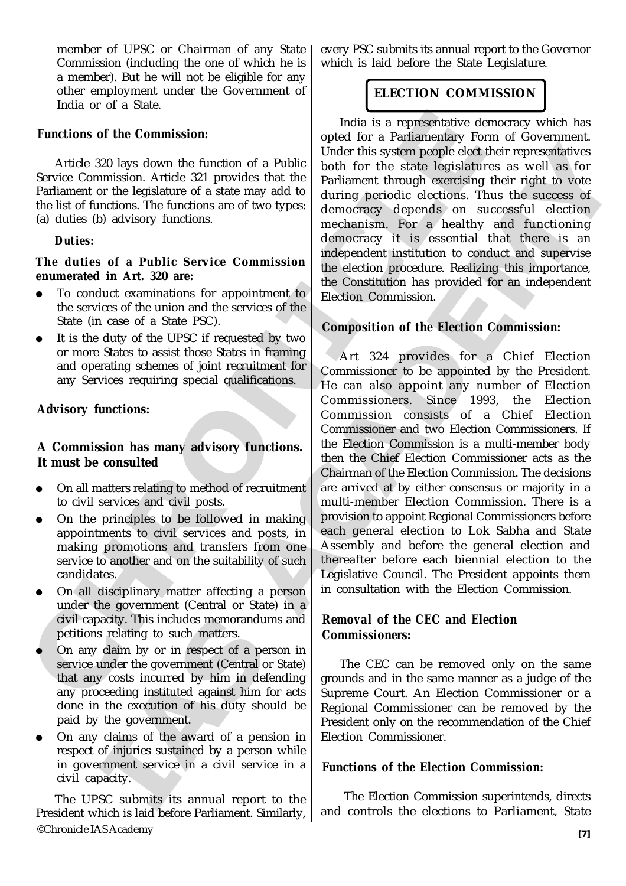member of UPSC or Chairman of any State Commission (including the one of which he is a member). But he will not be eligible for any other employment under the Government of India or of a State.

### Functions of the Commission:

Article 320 lays down the function of a Public Service Commission. Article 321 provides that the Parliament or the legislature of a state may add to the list of functions. The functions are of two types: (a) duties (b) advisory functions.

**Duties:**

**The duties of a Public Service Commission enumerated in Art. 320 are:**

- To conduct examinations for appointment to the services of the union and the services of the State (in case of a State PSC).
- It is the duty of the UPSC if requested by two or more States to assist those States in framing and operating schemes of joint recruitment for any Services requiring special qualifications.

### Advisory functions:

**A Commission has many advisory functions. It must be consulted**

- On all matters relating to method of recruitment to civil services and civil posts.
- On the principles to be followed in making appointments to civil services and posts, in making promotions and transfers from one service to another and on the suitability of such candidates.
- On all disciplinary matter affecting a person under the government (Central or State) in a civil capacity. This includes memorandums and petitions relating to such matters.
- On any claim by or in respect of a person in service under the government (Central or State) that any costs incurred by him in defending any proceeding instituted against him for acts done in the execution of his duty should be paid by the government.
- On any claims of the award of a pension in respect of injuries sustained by a person while in government service in a civil service in a civil capacity.

The UPSC submits its annual report to the President which is laid before Parliament. Similarly, every PSC submits its annual report to the Governor which is laid before the State Legislature.

## ELECTION COMMISSION

India is a representative democracy which has opted for a Parliamentary Form of Government. Under this system people elect their representatives both for the state legislatures as well as for Parliament through exercising their right to vote during periodic elections. Thus the success of democracy depends on successful election mechanism. For a healthy and functioning democracy it is essential that there is an independent institution to conduct and supervise the election procedure. Realizing this importance, the Constitution has provided for an independent Election Commission.

### Composition of the Election Commission:

Art 324 provides for a Chief Election Commissioner to be appointed by the President. He can also appoint any number of Election Commissioners. Since 1993, the Election Commission consists of a Chief Election Commissioner and two Election Commissioners. If the Election Commission is a multi-member body then the Chief Election Commissioner acts as the Chairman of the Election Commission. The decisions are arrived at by either consensus or majority in a multi-member Election Commission. There is a provision to appoint Regional Commissioners before each general election to Lok Sabha and State Assembly and before the general election and thereafter before each biennial election to the Legislative Council. The President appoints them in consultation with the Election Commission.

### Removal of the CEC and Election Commissioners:

The CEC can be removed only on the same grounds and in the same manner as a judge of the Supreme Court. An Election Commissioner or a Regional Commissioner can be removed by the President only on the recommendation of the Chief Election Commissioner.

### Functions of the Election Commission:

The Election Commission superintends, directs and controls the elections to Parliament, State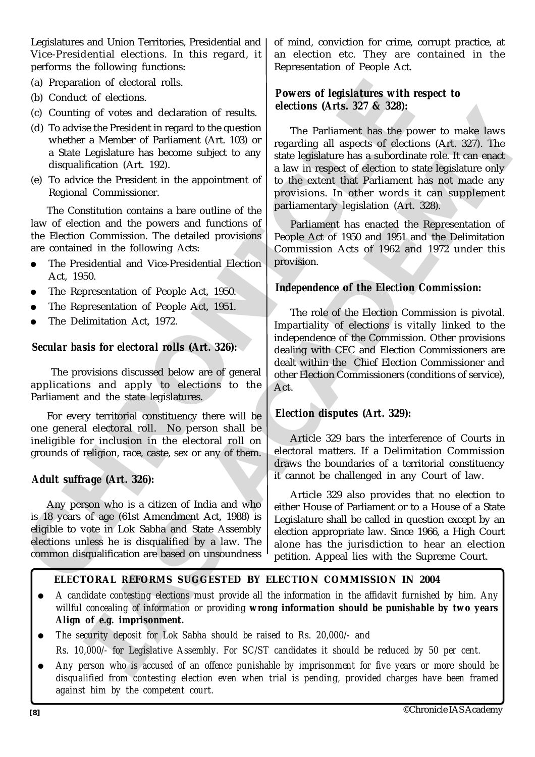Legislatures and Union Territories, Presidential and Vice-Presidential elections. In this regard, it performs the following functions:

(a) Preparation of electoral rolls.

(b) Conduct of elections.

(c) Counting of votes and declaration of results.

(d) To advise the President in regard to the question whether a Member of Parliament (Art. 103) or a State Legislature has become subject to any disqualification (Art. 192).

(e) To advice the President in the appointment of Regional Commissioner.

The Constitution contains a bare outline of the law of election and the powers and functions of the Election Commission. The detailed provisions are contained in the following Acts:

- The Presidential and Vice-Presidential Election Act, 1950.
- The Representation of People Act, 1950.
- The Representation of People Act, 1951.
- The Delimitation Act, 1972.

### *Secular basis for electoral rolls (Art. 326):*

The provisions discussed below are of general applications and apply to elections to the Parliament and the state legislatures.

For every territorial constituency there will be one general electoral roll. No person shall be ineligible for inclusion in the electoral roll on grounds of religion, race, caste, sex or any of them.

### *Adult suffrage (Art. 326):*

Any person who is a citizen of India and who is 18 years of age (61st Amendment Act, 1988) is eligible to vote in Lok Sabha and State Assembly elections unless he is disqualified by a law. The common disqualification are based on unsoundness of mind, conviction for crime, corrupt practice, at an election etc. They are contained in the Representation of People Act.

### *Powers of legislatures with respect to elections (Arts. 327 & 328):*

The Parliament has the power to make laws regarding all aspects of elections (Art. 327). The state legislature has a subordinate role. It can enact a law in respect of election to state legislature only to the extent that Parliament has not made any provisions. In other words it can supplement parliamentary legislation (Art. 328).

Parliament has enacted the Representation of People Act of 1950 and 1951 and the Delimitation Commission Acts of 1962 and 1972 under this provision.

### *Independence of the Election Commission:*

The role of the Election Commission is pivotal. Impartiality of elections is vitally linked to the independence of the Commission. Other provisions dealing with CEC and Election Commissioners are dealt within the Chief Election Commissioner and other Election Commissioners (conditions of service), Act.

### *Election disputes (Art. 329):*

Article 329 bars the interference of Courts in electoral matters. If a Delimitation Commission draws the boundaries of a territorial constituency it cannot be challenged in any Court of law.

Article 329 also provides that no election to either House of Parliament or to a House of a State Legislature shall be called in question except by an election appropriate law. Since 1966, a High Court alone has the jurisdiction to hear an election petition. Appeal lies with the Supreme Court.

### ELECTORAL REFORMS SUGGESTED BY ELECTION COMMISSION IN 2004

- *A candidate contesting elections must provide all the information in the affidavit furnished by him. Any willful concealing of information or providing* ***wrong information should be punishable by two years Align of e.g. imprisonment.***
- *The security deposit for Lok Sabha should be raised to Rs. 20,000/- and Rs. 10,000/- for Legislative Assembly. For SC/ST candidates it should be reduced by 50 per cent.*
- *Any person who is accused of an offence punishable by imprisonment for five years or more should be disqualified from contesting election even when trial is pending, provided charges have been framed against him by the competent court.*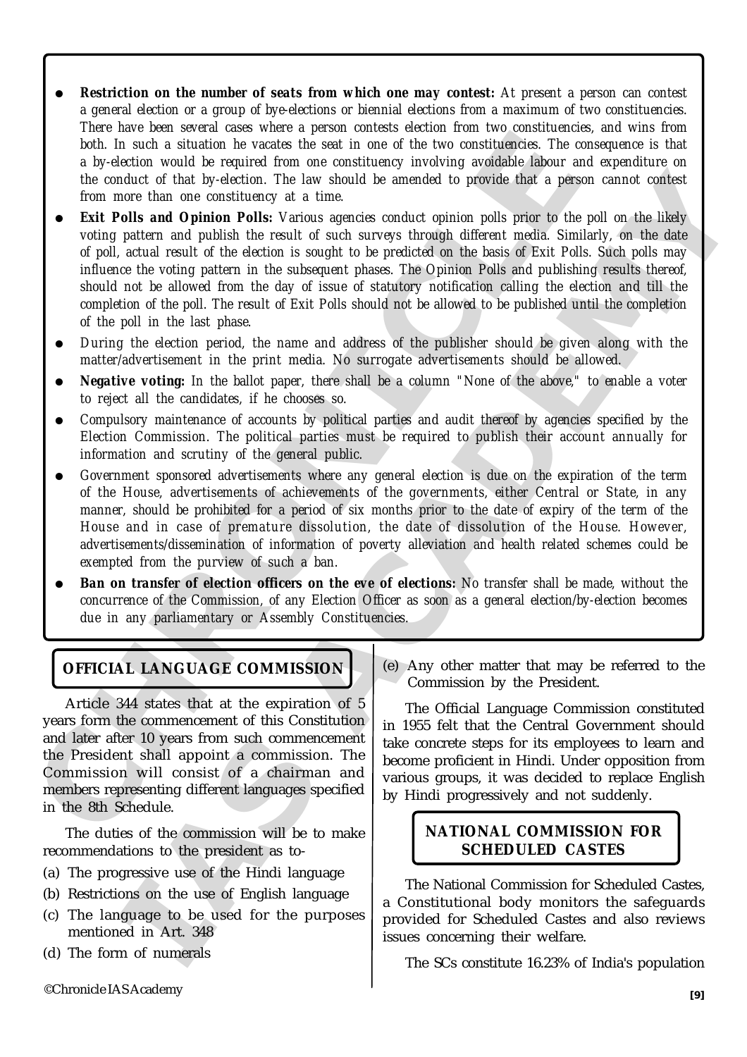- **Restriction on the number of seats from which one may contest:** At present a person can contest a general election or a group of bye-elections or biennial elections from a maximum of two constituencies. There have been several cases where a person contests election from two constituencies, and wins from both. In such a situation he vacates the seat in one of the two constituencies. The consequence is that a by-election would be required from one constituency involving avoidable labour and expenditure on the conduct of that by-election. The law should be amended to provide that a person cannot contest from more than one constituency at a time.
- **Exit Polls and Opinion Polls:** Various agencies conduct opinion polls prior to the poll on the likely voting pattern and publish the result of such surveys through different media. Similarly, on the date of poll, actual result of the election is sought to be predicted on the basis of Exit Polls. Such polls may influence the voting pattern in the subsequent phases. The Opinion Polls and publishing results thereof, should not be allowed from the day of issue of statutory notification calling the election and till the completion of the poll. The result of Exit Polls should not be allowed to be published until the completion of the poll in the last phase.
- During the election period, the name and address of the publisher should be given along with the matter/advertisement in the print media. No surrogate advertisements should be allowed.
- **Negative voting:** In the ballot paper, there shall be a column "None of the above," to enable a voter to reject all the candidates, if he chooses so.
- Compulsory maintenance of accounts by political parties and audit thereof by agencies specified by the Election Commission. The political parties must be required to publish their account annually for information and scrutiny of the general public.
- Government sponsored advertisements where any general election is due on the expiration of the term of the House, advertisements of achievements of the governments, either Central or State, in any manner, should be prohibited for a period of six months prior to the date of expiry of the term of the House and in case of premature dissolution, the date of dissolution of the House. However, advertisements/dissemination of information of poverty alleviation and health related schemes could be exempted from the purview of such a ban.
- **Ban on transfer of election officers on the eve of elections:** No transfer shall be made, without the concurrence of the Commission, of any Election Officer as soon as a general election/by-election becomes due in any parliamentary or Assembly Constituencies.

## OFFICIAL LANGUAGE COMMISSION

Article 344 states that at the expiration of 5 years form the commencement of this Constitution and later after 10 years from such commencement the President shall appoint a commission. The Commission will consist of a chairman and members representing different languages specified in the 8th Schedule.

The duties of the commission will be to make recommendations to the president as to-

(a) The progressive use of the Hindi language
(b) Restrictions on the use of English language
(c) The language to be used for the purposes mentioned in Art. 348
(d) The form of numerals
(e) Any other matter that may be referred to the Commission by the President.

The Official Language Commission constituted in 1955 felt that the Central Government should take concrete steps for its employees to learn and become proficient in Hindi. Under opposition from various groups, it was decided to replace English by Hindi progressively and not suddenly.

## NATIONAL COMMISSION FOR SCHEDULED CASTES

The National Commission for Scheduled Castes, a Constitutional body monitors the safeguards provided for Scheduled Castes and also reviews issues concerning their welfare.

The SCs constitute 16.23% of India's population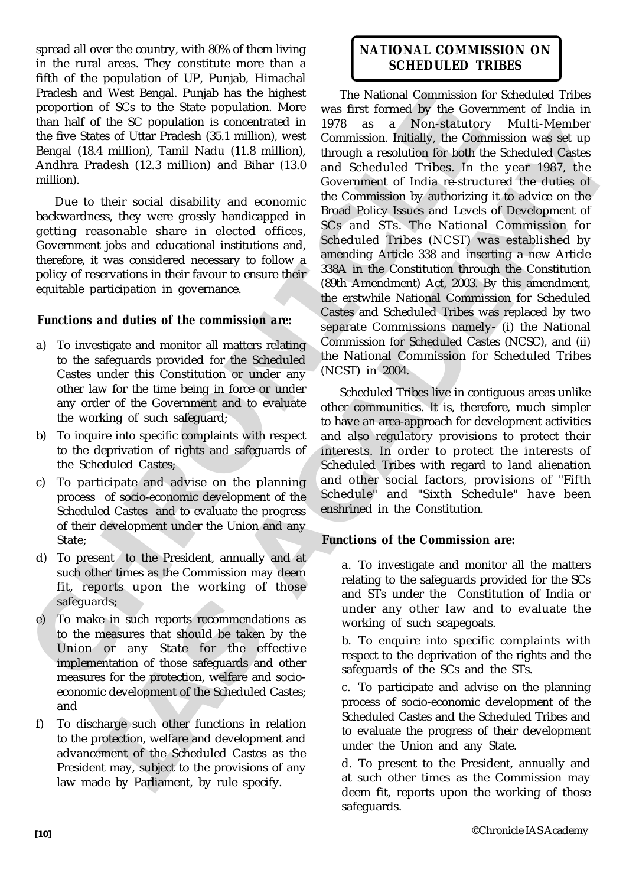spread all over the country, with 80% of them living in the rural areas. They constitute more than a fifth of the population of UP, Punjab, Himachal Pradesh and West Bengal. Punjab has the highest proportion of SCs to the State population. More than half of the SC population is concentrated in the five States of Uttar Pradesh (35.1 million), west Bengal (18.4 million), Tamil Nadu (11.8 million), Andhra Pradesh (12.3 million) and Bihar (13.0 million).

Due to their social disability and economic backwardness, they were grossly handicapped in getting reasonable share in elected offices, Government jobs and educational institutions and, therefore, it was considered necessary to follow a policy of reservations in their favour to ensure their equitable participation in governance.

***Functions and duties of the commission are:***

a) To investigate and monitor all matters relating to the safeguards provided for the Scheduled Castes under this Constitution or under any other law for the time being in force or under any order of the Government and to evaluate the working of such safeguard;

b) To inquire into specific complaints with respect to the deprivation of rights and safeguards of the Scheduled Castes;

c) To participate and advise on the planning process of socio-economic development of the Scheduled Castes and to evaluate the progress of their development under the Union and any State;

d) To present to the President, annually and at such other times as the Commission may deem fit, reports upon the working of those safeguards;

e) To make in such reports recommendations as to the measures that should be taken by the Union or any State for the effective implementation of those safeguards and other measures for the protection, welfare and socio-economic development of the Scheduled Castes; and

f) To discharge such other functions in relation to the protection, welfare and development and advancement of the Scheduled Castes as the President may, subject to the provisions of any law made by Parliament, by rule specify.

## NATIONAL COMMISSION ON SCHEDULED TRIBES

The National Commission for Scheduled Tribes was first formed by the Government of India in 1978 as a Non-statutory Multi-Member Commission. Initially, the Commission was set up through a resolution for both the Scheduled Castes and Scheduled Tribes. In the year 1987, the Government of India re-structured the duties of the Commission by authorizing it to advice on the Broad Policy Issues and Levels of Development of SCs and STs. The National Commission for Scheduled Tribes (NCST) was established by amending Article 338 and inserting a new Article 338A in the Constitution through the Constitution (89th Amendment) Act, 2003. By this amendment, the erstwhile National Commission for Scheduled Castes and Scheduled Tribes was replaced by two separate Commissions namely- (i) the National Commission for Scheduled Castes (NCSC), and (ii) the National Commission for Scheduled Tribes (NCST) in 2004.

Scheduled Tribes live in contiguous areas unlike other communities. It is, therefore, much simpler to have an area-approach for development activities and also regulatory provisions to protect their interests. In order to protect the interests of Scheduled Tribes with regard to land alienation and other social factors, provisions of "Fifth Schedule" and "Sixth Schedule" have been enshrined in the Constitution.

***Functions of the Commission are:***

a. To investigate and monitor all the matters relating to the safeguards provided for the SCs and STs under the Constitution of India or under any other law and to evaluate the working of such scapegoats.

b. To enquire into specific complaints with respect to the deprivation of the rights and the safeguards of the SCs and the STs.

c. To participate and advise on the planning process of socio-economic development of the Scheduled Castes and the Scheduled Tribes and to evaluate the progress of their development under the Union and any State.

d. To present to the President, annually and at such other times as the Commission may deem fit, reports upon the working of those safeguards.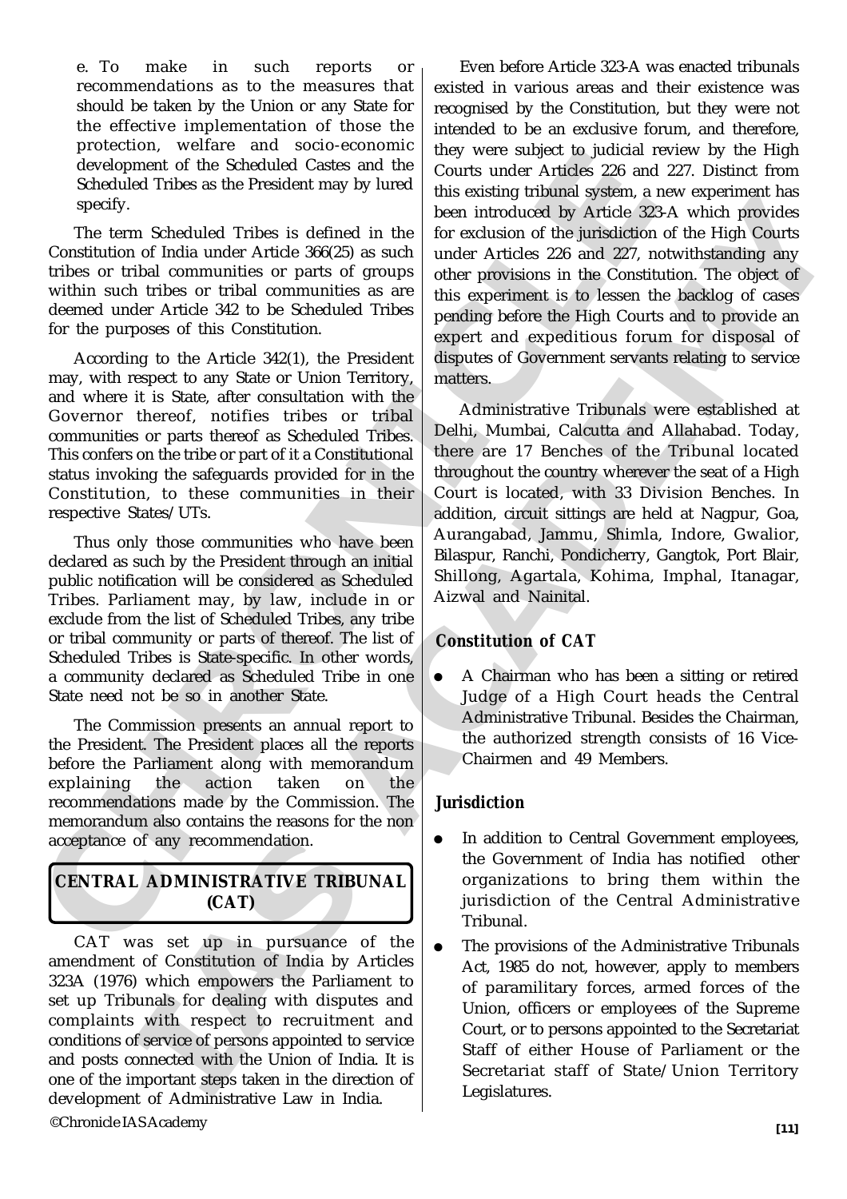e. To make in such reports or recommendations as to the measures that should be taken by the Union or any State for the effective implementation of those the protection, welfare and socio-economic development of the Scheduled Castes and the Scheduled Tribes as the President may by lured specify.

The term Scheduled Tribes is defined in the Constitution of India under Article 366(25) as such tribes or tribal communities or parts of groups within such tribes or tribal communities as are deemed under Article 342 to be Scheduled Tribes for the purposes of this Constitution.

According to the Article 342(1), the President may, with respect to any State or Union Territory, and where it is State, after consultation with the Governor thereof, notifies tribes or tribal communities or parts thereof as Scheduled Tribes. This confers on the tribe or part of it a Constitutional status invoking the safeguards provided for in the Constitution, to these communities in their respective States/UTs.

Thus only those communities who have been declared as such by the President through an initial public notification will be considered as Scheduled Tribes. Parliament may, by law, include in or exclude from the list of Scheduled Tribes, any tribe or tribal community or parts of thereof. The list of Scheduled Tribes is State-specific. In other words, a community declared as Scheduled Tribe in one State need not be so in another State.

The Commission presents an annual report to the President. The President places all the reports before the Parliament along with memorandum explaining the action taken on the recommendations made by the Commission. The memorandum also contains the reasons for the non acceptance of any recommendation.

## CENTRAL ADMINISTRATIVE TRIBUNAL (CAT)

CAT was set up in pursuance of the amendment of Constitution of India by Articles 323A (1976) which empowers the Parliament to set up Tribunals for dealing with disputes and complaints with respect to recruitment and conditions of service of persons appointed to service and posts connected with the Union of India. It is one of the important steps taken in the direction of development of Administrative Law in India.

Even before Article 323-A was enacted tribunals existed in various areas and their existence was recognised by the Constitution, but they were not intended to be an exclusive forum, and therefore, they were subject to judicial review by the High Courts under Articles 226 and 227. Distinct from this existing tribunal system, a new experiment has been introduced by Article 323-A which provides for exclusion of the jurisdiction of the High Courts under Articles 226 and 227, notwithstanding any other provisions in the Constitution. The object of this experiment is to lessen the backlog of cases pending before the High Courts and to provide an expert and expeditious forum for disposal of disputes of Government servants relating to service matters.

Administrative Tribunals were established at Delhi, Mumbai, Calcutta and Allahabad. Today, there are 17 Benches of the Tribunal located throughout the country wherever the seat of a High Court is located, with 33 Division Benches. In addition, circuit sittings are held at Nagpur, Goa, Aurangabad, Jammu, Shimla, Indore, Gwalior, Bilaspur, Ranchi, Pondicherry, Gangtok, Port Blair, Shillong, Agartala, Kohima, Imphal, Itanagar, Aizwal and Nainital.

### Constitution of CAT

- A Chairman who has been a sitting or retired Judge of a High Court heads the Central Administrative Tribunal. Besides the Chairman, the authorized strength consists of 16 Vice-Chairmen and 49 Members.

### Jurisdiction

- In addition to Central Government employees, the Government of India has notified other organizations to bring them within the jurisdiction of the Central Administrative Tribunal.
- The provisions of the Administrative Tribunals Act, 1985 do not, however, apply to members of paramilitary forces, armed forces of the Union, officers or employees of the Supreme Court, or to persons appointed to the Secretariat Staff of either House of Parliament or the Secretariat staff of State/Union Territory Legislatures.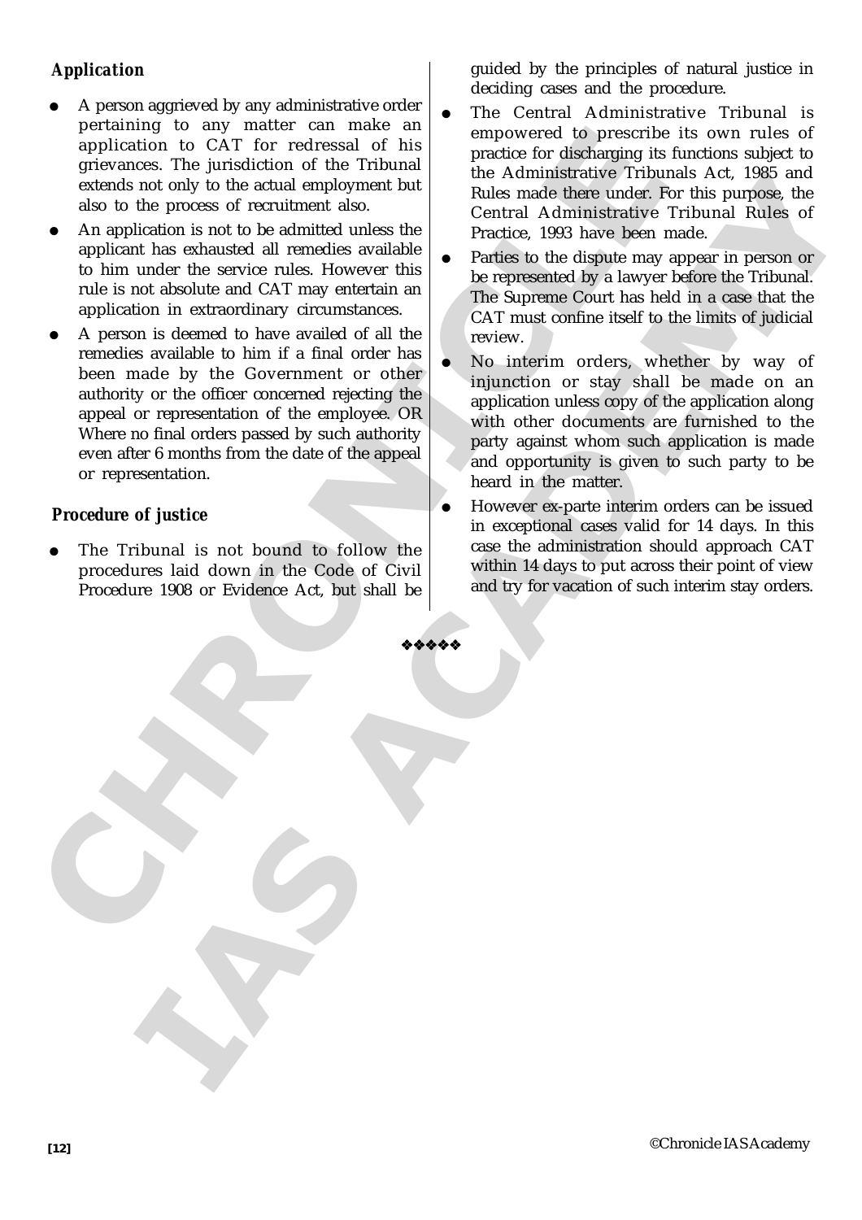### *Application*

- A person aggrieved by any administrative order pertaining to any matter can make an application to CAT for redressal of his grievances. The jurisdiction of the Tribunal extends not only to the actual employment but also to the process of recruitment also.
- An application is not to be admitted unless the applicant has exhausted all remedies available to him under the service rules. However this rule is not absolute and CAT may entertain an application in extraordinary circumstances.
- A person is deemed to have availed of all the remedies available to him if a final order has been made by the Government or other authority or the officer concerned rejecting the appeal or representation of the employee. OR Where no final orders passed by such authority even after 6 months from the date of the appeal or representation.

### *Procedure of justice*

- The Tribunal is not bound to follow the procedures laid down in the Code of Civil Procedure 1908 or Evidence Act, but shall be guided by the principles of natural justice in deciding cases and the procedure.
- The Central Administrative Tribunal is empowered to prescribe its own rules of practice for discharging its functions subject to the Administrative Tribunals Act, 1985 and Rules made there under. For this purpose, the Central Administrative Tribunal Rules of Practice, 1993 have been made.
- Parties to the dispute may appear in person or be represented by a lawyer before the Tribunal. The Supreme Court has held in a case that the CAT must confine itself to the limits of judicial review.
- No interim orders, whether by way of injunction or stay shall be made on an application unless copy of the application along with other documents are furnished to the party against whom such application is made and opportunity is given to such party to be heard in the matter.
- However ex-parte interim orders can be issued in exceptional cases valid for 14 days. In this case the administration should approach CAT within 14 days to put across their point of view and try for vacation of such interim stay orders.

❖❖❖❖❖